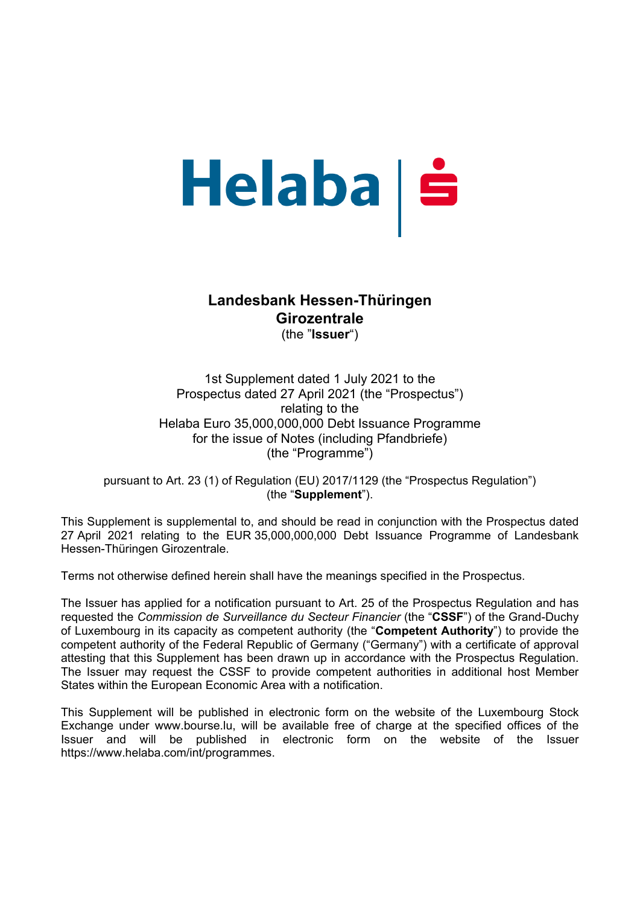Helaba | $\dot{S}$

**Landesbank Hessen-Thüringen**
**Girozentrale**
(the "**Issuer**")

1st Supplement dated 1 July 2021 to the
Prospectus dated 27 April 2021 (the "Prospectus")
relating to the
Helaba Euro 35,000,000,000 Debt Issuance Programme
for the issue of Notes (including Pfandbriefe)
(the "Programme")

pursuant to Art. 23 (1) of Regulation (EU) 2017/1129 (the "Prospectus Regulation")
(the "**Supplement**").

This Supplement is supplemental to, and should be read in conjunction with the Prospectus dated 27 April 2021 relating to the EUR 35,000,000,000 Debt Issuance Programme of Landesbank Hessen-Thüringen Girozentrale.

Terms not otherwise defined herein shall have the meanings specified in the Prospectus.

The Issuer has applied for a notification pursuant to Art. 25 of the Prospectus Regulation and has requested the *Commission de Surveillance du Secteur Financier* (the "**CSSF**") of the Grand-Duchy of Luxembourg in its capacity as competent authority (the "**Competent Authority**") to provide the competent authority of the Federal Republic of Germany ("Germany") with a certificate of approval attesting that this Supplement has been drawn up in accordance with the Prospectus Regulation. The Issuer may request the CSSF to provide competent authorities in additional host Member States within the European Economic Area with a notification.

This Supplement will be published in electronic form on the website of the Luxembourg Stock Exchange under www.bourse.lu, will be available free of charge at the specified offices of the Issuer and will be published in electronic form on the website of the Issuer https://www.helaba.com/int/programmes.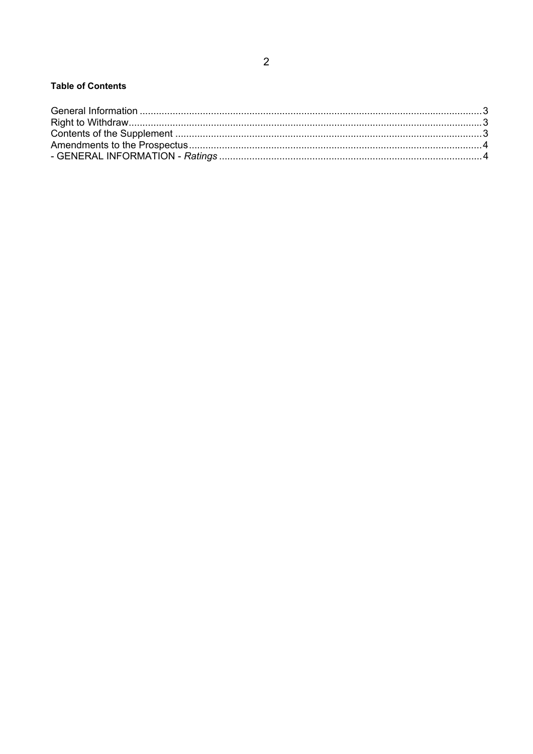**Table of Contents**

General Information ..... 3
Right to Withdraw ..... 3
Contents of the Supplement ..... 3
Amendments to the Prospectus ..... 4
- GENERAL INFORMATION - *Ratings* ..... 4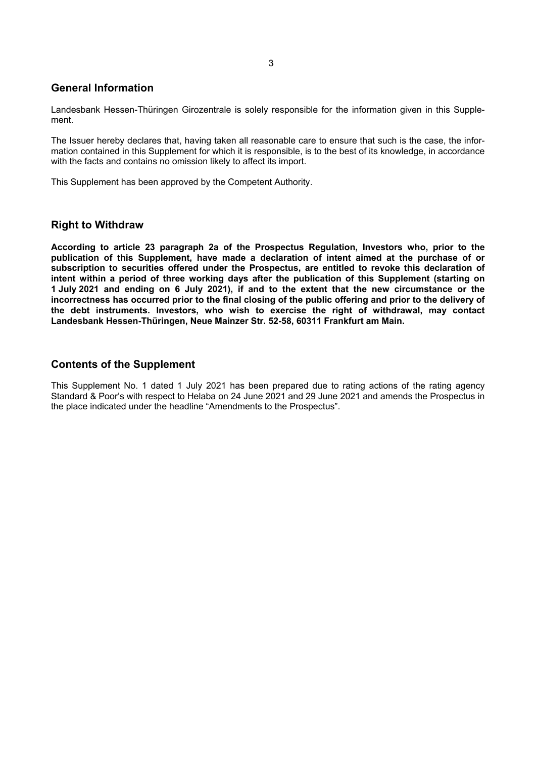## General Information

Landesbank Hessen-Thüringen Girozentrale is solely responsible for the information given in this Supplement.

The Issuer hereby declares that, having taken all reasonable care to ensure that such is the case, the information contained in this Supplement for which it is responsible, is to the best of its knowledge, in accordance with the facts and contains no omission likely to affect its import.

This Supplement has been approved by the Competent Authority.

## Right to Withdraw

**According to article 23 paragraph 2a of the Prospectus Regulation, Investors who, prior to the publication of this Supplement, have made a declaration of intent aimed at the purchase of or subscription to securities offered under the Prospectus, are entitled to revoke this declaration of intent within a period of three working days after the publication of this Supplement (starting on 1 July 2021 and ending on 6 July 2021), if and to the extent that the new circumstance or the incorrectness has occurred prior to the final closing of the public offering and prior to the delivery of the debt instruments. Investors, who wish to exercise the right of withdrawal, may contact Landesbank Hessen-Thüringen, Neue Mainzer Str. 52-58, 60311 Frankfurt am Main.**

## Contents of the Supplement

This Supplement No. 1 dated 1 July 2021 has been prepared due to rating actions of the rating agency Standard & Poor's with respect to Helaba on 24 June 2021 and 29 June 2021 and amends the Prospectus in the place indicated under the headline "Amendments to the Prospectus".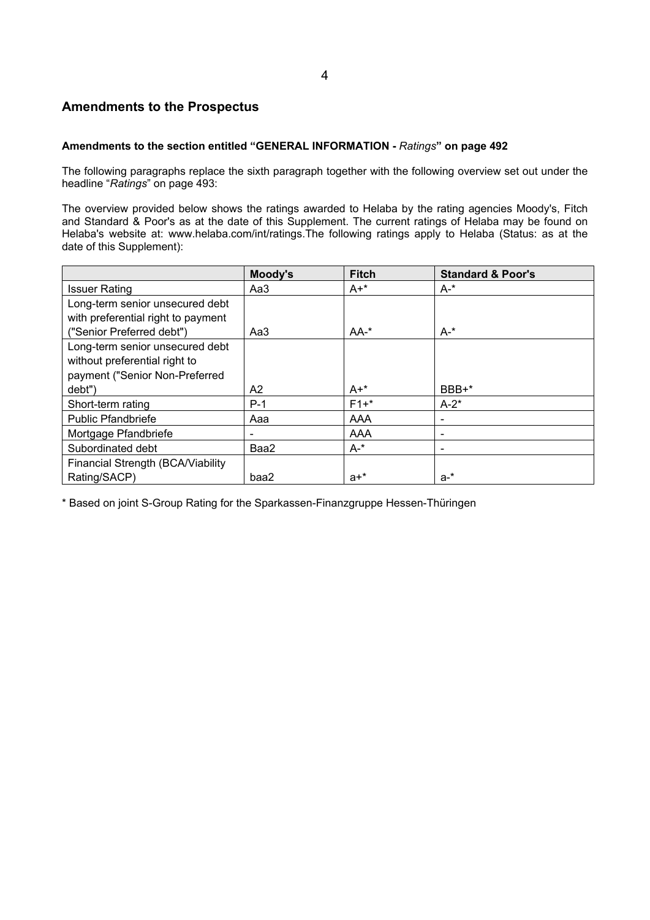## Amendments to the Prospectus

### Amendments to the section entitled "GENERAL INFORMATION - *Ratings*" on page 492

The following paragraphs replace the sixth paragraph together with the following overview set out under the headline "*Ratings*" on page 493:

The overview provided below shows the ratings awarded to Helaba by the rating agencies Moody's, Fitch and Standard & Poor's as at the date of this Supplement. The current ratings of Helaba may be found on Helaba's website at: www.helaba.com/int/ratings.The following ratings apply to Helaba (Status: as at the date of this Supplement):

| | Moody's | Fitch | Standard & Poor's |
|---|---|---|---|
| Issuer Rating | Aa3 | A+* | A-* |
| Long-term senior unsecured debt with preferential right to payment ("Senior Preferred debt") | Aa3 | AA-* | A-* |
| Long-term senior unsecured debt without preferential right to payment ("Senior Non-Preferred debt") | A2 | A+* | BBB+* |
| Short-term rating | P-1 | F1+* | A-2* |
| Public Pfandbriefe | Aaa | AAA | - |
| Mortgage Pfandbriefe | - | AAA | - |
| Subordinated debt | Baa2 | A-* | - |
| Financial Strength (BCA/Viability Rating/SACP) | baa2 | a+* | a-* |

* Based on joint S-Group Rating for the Sparkassen-Finanzgruppe Hessen-Thüringen